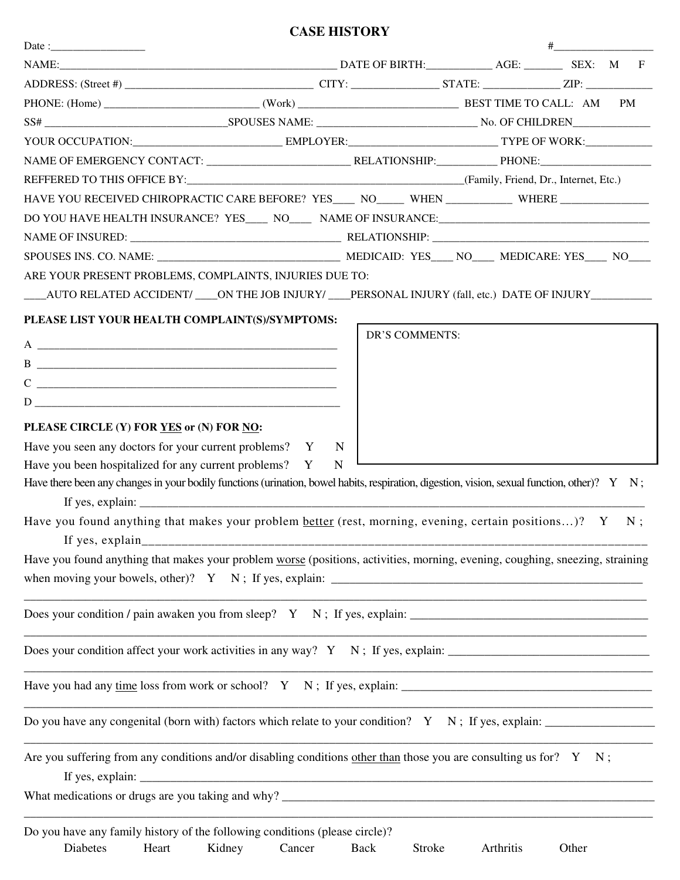# CASE HISTORY

Date :_________________ #__________________

NAME:___________________________________________________ DATE OF BIRTH:___________ AGE: _______ SEX: M F

ADDRESS: (Street #) __________________________________ CITY: _______________ STATE: _____________ ZIP: ___________

PHONE: (Home) ___________________________ (Work) _____________________________ BEST TIME TO CALL: AM PM

SS# ________________________________SPOUSES NAME: ______________________________ No. OF CHILDREN_____________

YOUR OCCUPATION:__________________________ EMPLOYER:__________________________ TYPE OF WORK:___________

NAME OF EMERGENCY CONTACT: __________________________ RELATIONSHIP:__________ PHONE:___________________

REFFERED TO THIS OFFICE BY:________________________________________________(Family, Friend, Dr., Internet, Etc.)

HAVE YOU RECEIVED CHIROPRACTIC CARE BEFORE? YES____ NO_____ WHEN ___________ WHERE _______________

DO YOU HAVE HEALTH INSURANCE? YES____ NO____ NAME OF INSURANCE:_____________________________________

NAME OF INSURED: ______________________________________ RELATIONSHIP: _______________________________________

SPOUSES INS. CO. NAME: _________________________________ MEDICAID: YES____ NO____ MEDICARE: YES____ NO____

ARE YOUR PRESENT PROBLEMS, COMPLAINTS, INJURIES DUE TO:

____AUTO RELATED ACCIDENT/ ____ON THE JOB INJURY/ ____PERSONAL INJURY (fall, etc.) DATE OF INJURY__________

**PLEASE LIST YOUR HEALTH COMPLAINT(S)/SYMPTOMS:**

A ______________________________________________________

B ______________________________________________________

C ______________________________________________________

D ______________________________________________________

DR'S COMMENTS:

**PLEASE CIRCLE (Y) FOR YES or (N) FOR NO:**

Have you seen any doctors for your current problems? Y N

Have you been hospitalized for any current problems? Y N

Have there been any changes in your bodily functions (urination, bowel habits, respiration, digestion, vision, sexual function, other)? Y N ;

If yes, explain: ____________________________________________________________________________________

Have you found anything that makes your problem better (rest, morning, evening, certain positions…)? Y N ;

If yes, explain_____________________________________________________________________________________

Have you found anything that makes your problem worse (positions, activities, morning, evening, coughing, sneezing, straining when moving your bowels, other)? Y N ; If yes, explain: ___________________________________________________

_____________________________________________________________________________________________________

Does your condition / pain awaken you from sleep? Y N ; If yes, explain: ________________________________________

_____________________________________________________________________________________________________

Does your condition affect your work activities in any way? Y N ; If yes, explain: _________________________________

_____________________________________________________________________________________________________

Have you had any time loss from work or school? Y N ; If yes, explain: __________________________________________

_____________________________________________________________________________________________________

Do you have any congenital (born with) factors which relate to your condition? Y N ; If yes, explain: __________________

_____________________________________________________________________________________________________

Are you suffering from any conditions and/or disabling conditions other than those you are consulting us for? Y N ;

If yes, explain: ______________________________________________________________________________________

What medications or drugs are you taking and why? _________________________________________________________

_____________________________________________________________________________________________________

Do you have any family history of the following conditions (please circle)?

Diabetes Heart Kidney Cancer Back Stroke Arthritis Other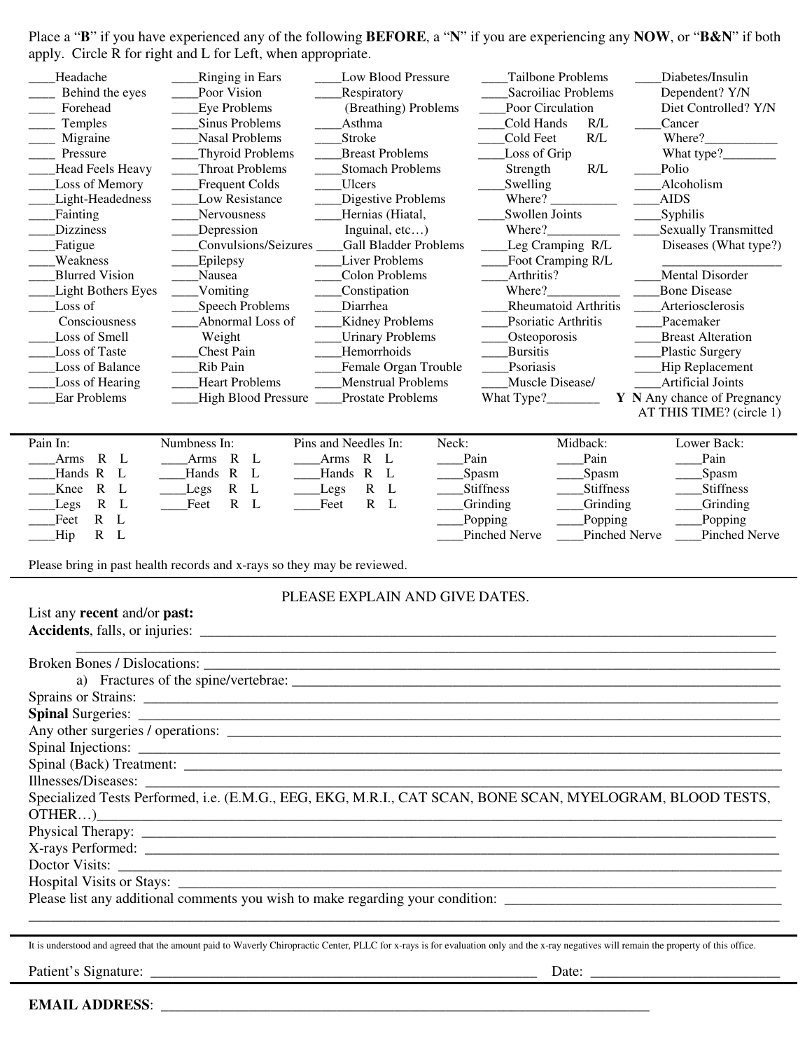Place a "**B**" if you have experienced any of the following **BEFORE**, a "**N**" if you are experiencing any **NOW**, or "**B&N**" if both apply. Circle R for right and L for Left, when appropriate.

| | | | | |
|---|---|---|---|---|
| ____Headache | ____Ringing in Ears | ____Low Blood Pressure | ____Tailbone Problems | ____Diabetes/Insulin Dependent? Y/N Diet Controlled? Y/N |
| ____ Behind the eyes | ____Poor Vision | ____Respiratory (Breathing) Problems | ____Sacroiliac Problems | ____Cancer Where?__________ What type?________ |
| ____ Forehead | ____Eye Problems | ____Asthma | ____Poor Circulation | ____Polio |
| ____ Temples | ____Sinus Problems | ____Stroke | ____Cold Hands R/L | ____Alcoholism |
| ____ Migraine | ____Nasal Problems | ____Breast Problems | ____Cold Feet R/L | ____AIDS |
| ____ Pressure | ____Thyroid Problems | ____Stomach Problems | ____Loss of Grip Strength R/L | ____Syphilis |
| ____Head Feels Heavy | ____Throat Problems | ____Ulcers | ____Swelling Where? __________ | ____Sexually Transmitted Diseases (What type?) __________ |
| ____Loss of Memory | ____Frequent Colds | ____Digestive Problems | ____Swollen Joints Where?__________ | ____Mental Disorder |
| ____Light-Headedness | ____Low Resistance | ____Hernias (Hiatal, Inguinal, etc…) | ____Leg Cramping R/L | ____Bone Disease |
| ____Fainting | ____Nervousness | ____Gall Bladder Problems | ____Foot Cramping R/L | ____Arteriosclerosis |
| ____Dizziness | ____Depression | ____Liver Problems | ____Arthritis? Where?__________ | ____Pacemaker |
| ____Fatigue | ____Convulsions/Seizures | ____Colon Problems | ____Rheumatoid Arthritis | ____Breast Alteration |
| ____Weakness | ____Epilepsy | ____Constipation | ____Psoriatic Arthritis | ____Plastic Surgery |
| ____Blurred Vision | ____Nausea | ____Diarrhea | ____Osteoporosis | ____Hip Replacement |
| ____Light Bothers Eyes | ____Vomiting | ____Kidney Problems | ____Bursitis | ____Artificial Joints |
| ____Loss of Consciousness | ____Speech Problems | ____Urinary Problems | ____Psoriasis | Y N Any chance of Pregnancy AT THIS TIME? (circle 1) |
| ____Loss of Smell | ____Abnormal Loss of Weight | ____Hemorrhoids | ____Muscle Disease/ What Type?________ | |
| ____Loss of Taste | ____Chest Pain | ____Female Organ Trouble | | |
| ____Loss of Balance | ____Rib Pain | ____Menstrual Problems | | |
| ____Loss of Hearing | ____Heart Problems | ____Prostate Problems | | |
| ____Ear Problems | ____High Blood Pressure | | | |

| Pain In: | Numbness In: | Pins and Needles In: | Neck: | Midback: | Lower Back: |
|---|---|---|---|---|---|
| ____Arms R L | ____Arms R L | ____Arms R L | ____Pain | ____Pain | ____Pain |
| ____Hands R L | ____Hands R L | ____Hands R L | ____Spasm | ____Spasm | ____Spasm |
| ____Knee R L | ____Legs R L | ____Legs R L | ____Stiffness | ____Stiffness | ____Stiffness |
| ____Legs R L | ____Feet R L | ____Feet R L | ____Grinding | ____Grinding | ____Grinding |
| ____Feet R L | | | ____Popping | ____Popping | ____Popping |
| ____Hip R L | | | ____Pinched Nerve | ____Pinched Nerve | ____Pinched Nerve |

Please bring in past health records and x-rays so they may be reviewed.

PLEASE EXPLAIN AND GIVE DATES.

List any **recent** and/or **past:**

**Accidents**, falls, or injuries: ____________________________________________

____________________________________________

Broken Bones / Dislocations: ____________________________________________

a) Fractures of the spine/vertebrae: ____________________________________________

Sprains or Strains: ____________________________________________

**Spinal** Surgeries: ____________________________________________

Any other surgeries / operations: ____________________________________________

Spinal Injections: ____________________________________________

Spinal (Back) Treatment: ____________________________________________

Illnesses/Diseases: ____________________________________________

Specialized Tests Performed, i.e. (E.M.G., EEG, EKG, M.R.I., CAT SCAN, BONE SCAN, MYELOGRAM, BLOOD TESTS, OTHER…)____________________________________________

Physical Therapy: ____________________________________________

X-rays Performed: ____________________________________________

Doctor Visits: ____________________________________________

Hospital Visits or Stays: ____________________________________________

Please list any additional comments you wish to make regarding your condition: ____________________________________________

____________________________________________

It is understood and agreed that the amount paid to Waverly Chiropractic Center, PLLC for x-rays is for evaluation only and the x-ray negatives will remain the property of this office.

Patient's Signature: ______________________________ Date: ____________________

**EMAIL ADDRESS**: ____________________________________________